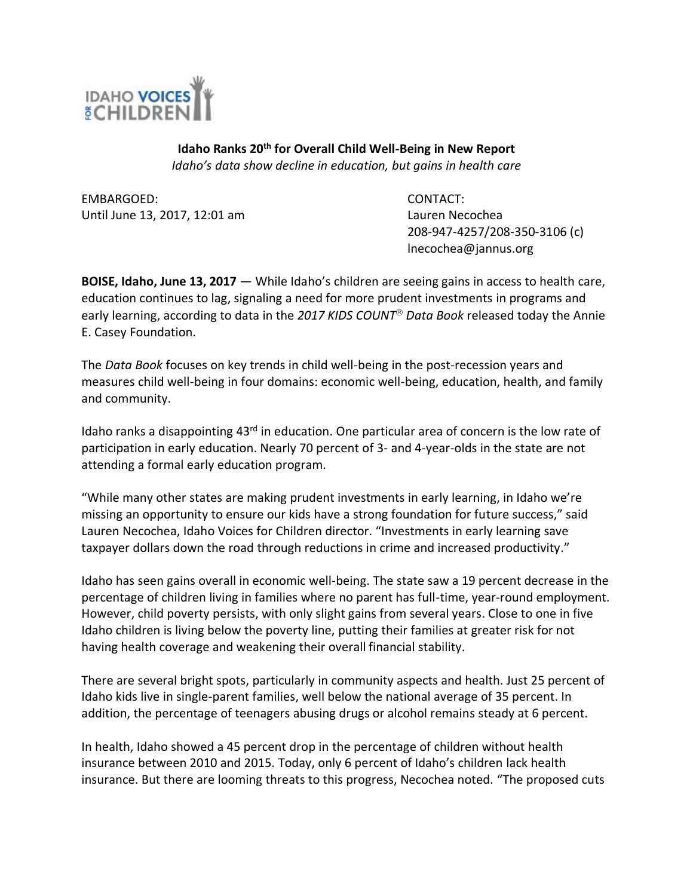**Idaho Ranks 20th for Overall Child Well-Being in New Report**

*Idaho's data show decline in education, but gains in health care*

EMBARGOED:
Until June 13, 2017, 12:01 am

CONTACT:
Lauren Necochea
208-947-4257/208-350-3106 (c)
lnecochea@jannus.org

**BOISE, Idaho, June 13, 2017** — While Idaho's children are seeing gains in access to health care, education continues to lag, signaling a need for more prudent investments in programs and early learning, according to data in the *2017 KIDS COUNT® Data Book* released today the Annie E. Casey Foundation.

The *Data Book* focuses on key trends in child well-being in the post-recession years and measures child well-being in four domains: economic well-being, education, health, and family and community.

Idaho ranks a disappointing 43rd in education. One particular area of concern is the low rate of participation in early education. Nearly 70 percent of 3- and 4-year-olds in the state are not attending a formal early education program.

"While many other states are making prudent investments in early learning, in Idaho we're missing an opportunity to ensure our kids have a strong foundation for future success," said Lauren Necochea, Idaho Voices for Children director. "Investments in early learning save taxpayer dollars down the road through reductions in crime and increased productivity."

Idaho has seen gains overall in economic well-being. The state saw a 19 percent decrease in the percentage of children living in families where no parent has full-time, year-round employment. However, child poverty persists, with only slight gains from several years. Close to one in five Idaho children is living below the poverty line, putting their families at greater risk for not having health coverage and weakening their overall financial stability.

There are several bright spots, particularly in community aspects and health. Just 25 percent of Idaho kids live in single-parent families, well below the national average of 35 percent. In addition, the percentage of teenagers abusing drugs or alcohol remains steady at 6 percent.

In health, Idaho showed a 45 percent drop in the percentage of children without health insurance between 2010 and 2015. Today, only 6 percent of Idaho's children lack health insurance. But there are looming threats to this progress, Necochea noted. "The proposed cuts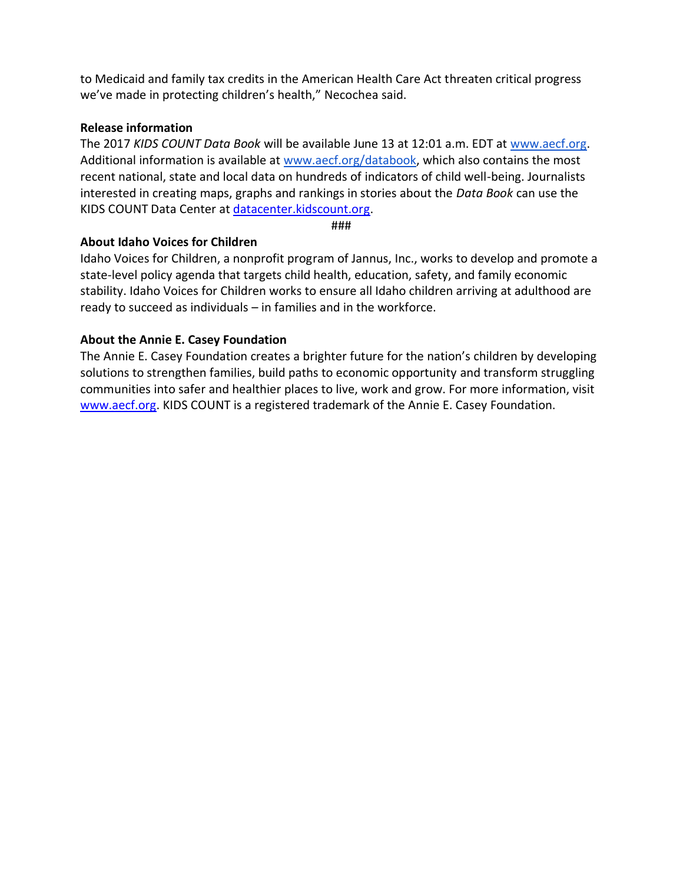to Medicaid and family tax credits in the American Health Care Act threaten critical progress we've made in protecting children's health," Necochea said.

**Release information**

The 2017 *KIDS COUNT Data Book* will be available June 13 at 12:01 a.m. EDT at [www.aecf.org](http://www.aecf.org). Additional information is available at [www.aecf.org/databook](http://www.aecf.org/databook), which also contains the most recent national, state and local data on hundreds of indicators of child well-being. Journalists interested in creating maps, graphs and rankings in stories about the *Data Book* can use the KIDS COUNT Data Center at [datacenter.kidscount.org](http://datacenter.kidscount.org).

###

**About Idaho Voices for Children**

Idaho Voices for Children, a nonprofit program of Jannus, Inc., works to develop and promote a state-level policy agenda that targets child health, education, safety, and family economic stability. Idaho Voices for Children works to ensure all Idaho children arriving at adulthood are ready to succeed as individuals – in families and in the workforce.

**About the Annie E. Casey Foundation**

The Annie E. Casey Foundation creates a brighter future for the nation's children by developing solutions to strengthen families, build paths to economic opportunity and transform struggling communities into safer and healthier places to live, work and grow. For more information, visit [www.aecf.org](http://www.aecf.org). KIDS COUNT is a registered trademark of the Annie E. Casey Foundation.